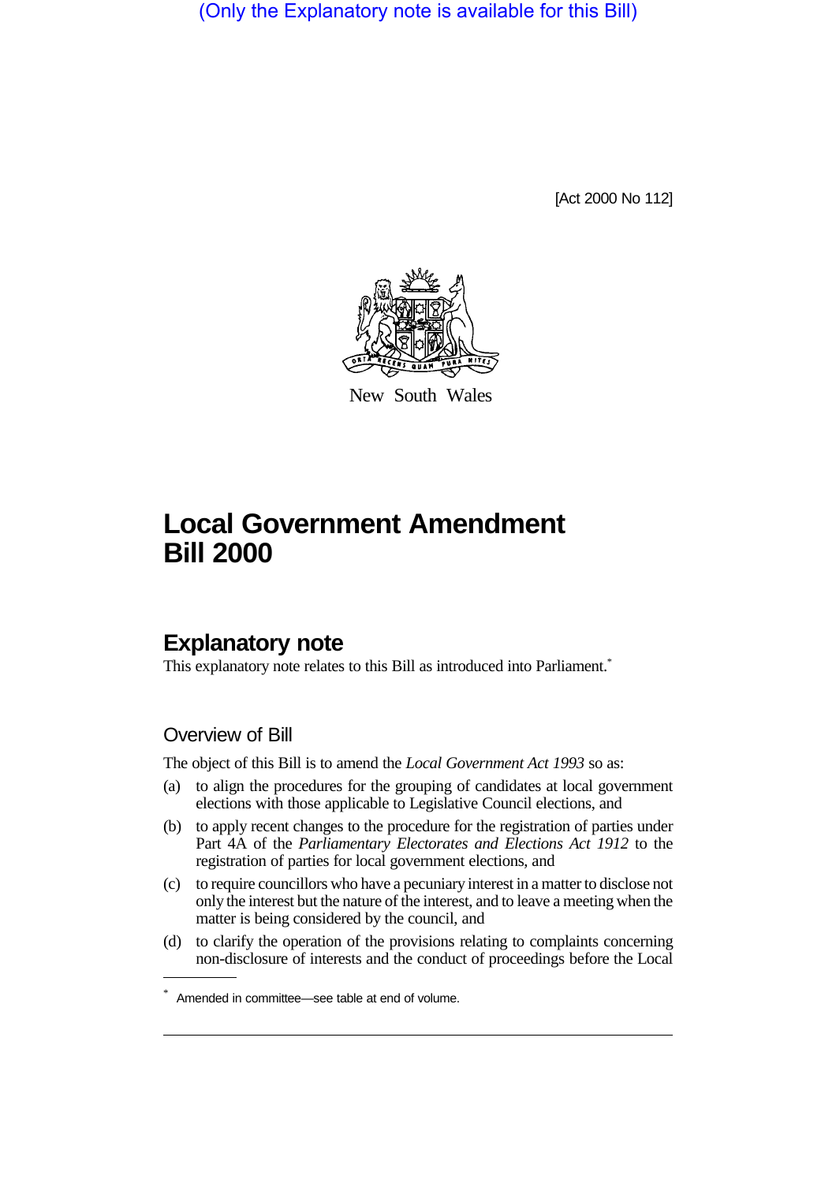(Only the Explanatory note is available for this Bill)

[Act 2000 No 112]

New South Wales

# Local Government Amendment Bill 2000

## Explanatory note

This explanatory note relates to this Bill as introduced into Parliament.*

### Overview of Bill

The object of this Bill is to amend the *Local Government Act 1993* so as:

(a) to align the procedures for the grouping of candidates at local government elections with those applicable to Legislative Council elections, and

(b) to apply recent changes to the procedure for the registration of parties under Part 4A of the *Parliamentary Electorates and Elections Act 1912* to the registration of parties for local government elections, and

(c) to require councillors who have a pecuniary interest in a matter to disclose not only the interest but the nature of the interest, and to leave a meeting when the matter is being considered by the council, and

(d) to clarify the operation of the provisions relating to complaints concerning non-disclosure of interests and the conduct of proceedings before the Local

* Amended in committee—see table at end of volume.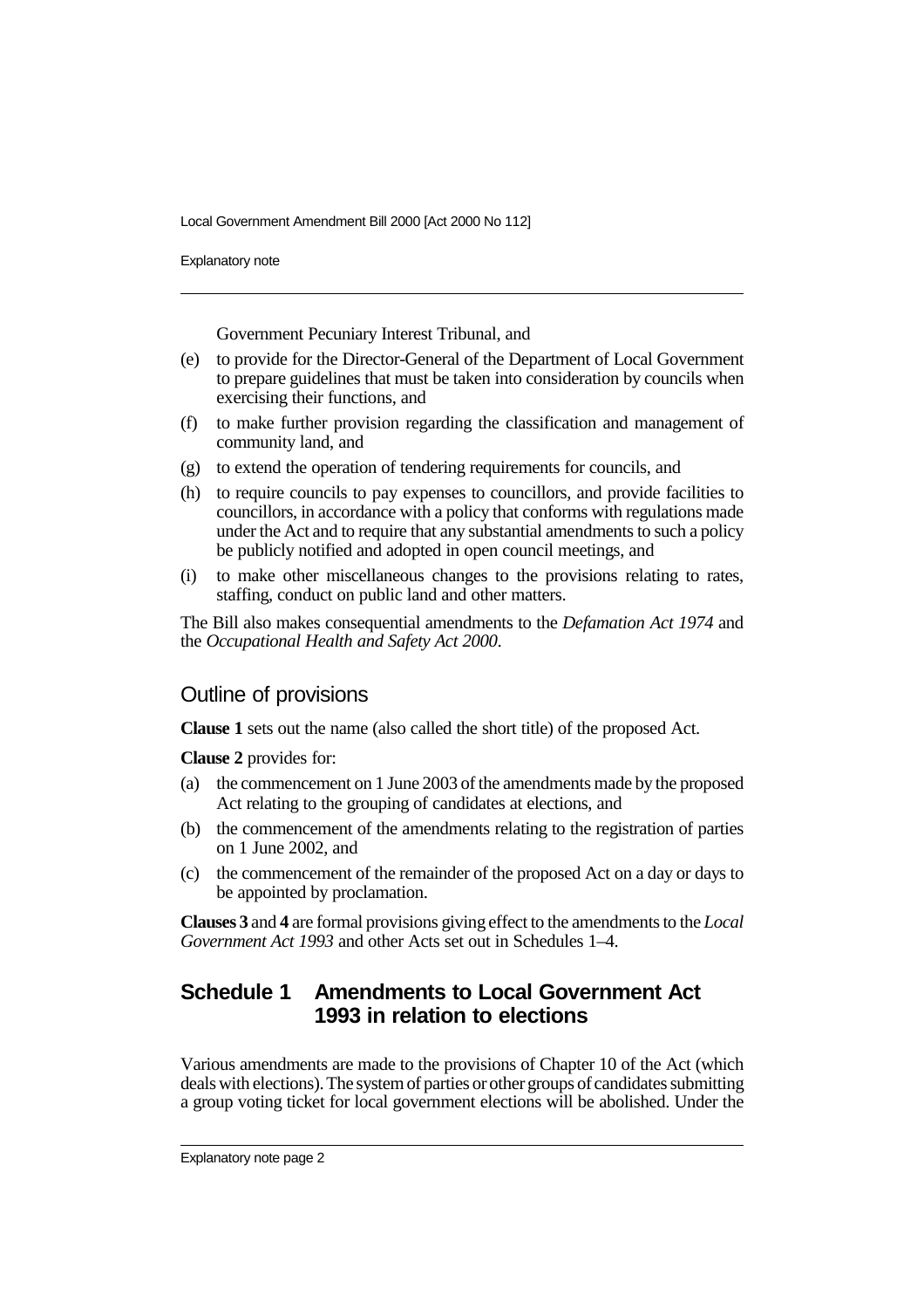Government Pecuniary Interest Tribunal, and

(e) to provide for the Director-General of the Department of Local Government to prepare guidelines that must be taken into consideration by councils when exercising their functions, and

(f) to make further provision regarding the classification and management of community land, and

(g) to extend the operation of tendering requirements for councils, and

(h) to require councils to pay expenses to councillors, and provide facilities to councillors, in accordance with a policy that conforms with regulations made under the Act and to require that any substantial amendments to such a policy be publicly notified and adopted in open council meetings, and

(i) to make other miscellaneous changes to the provisions relating to rates, staffing, conduct on public land and other matters.

The Bill also makes consequential amendments to the *Defamation Act 1974* and the *Occupational Health and Safety Act 2000*.

## Outline of provisions

**Clause 1** sets out the name (also called the short title) of the proposed Act.

**Clause 2** provides for:

(a) the commencement on 1 June 2003 of the amendments made by the proposed Act relating to the grouping of candidates at elections, and

(b) the commencement of the amendments relating to the registration of parties on 1 June 2002, and

(c) the commencement of the remainder of the proposed Act on a day or days to be appointed by proclamation.

**Clauses 3** and **4** are formal provisions giving effect to the amendments to the *Local Government Act 1993* and other Acts set out in Schedules 1–4.

## Schedule 1 Amendments to Local Government Act 1993 in relation to elections

Various amendments are made to the provisions of Chapter 10 of the Act (which deals with elections). The system of parties or other groups of candidates submitting a group voting ticket for local government elections will be abolished. Under the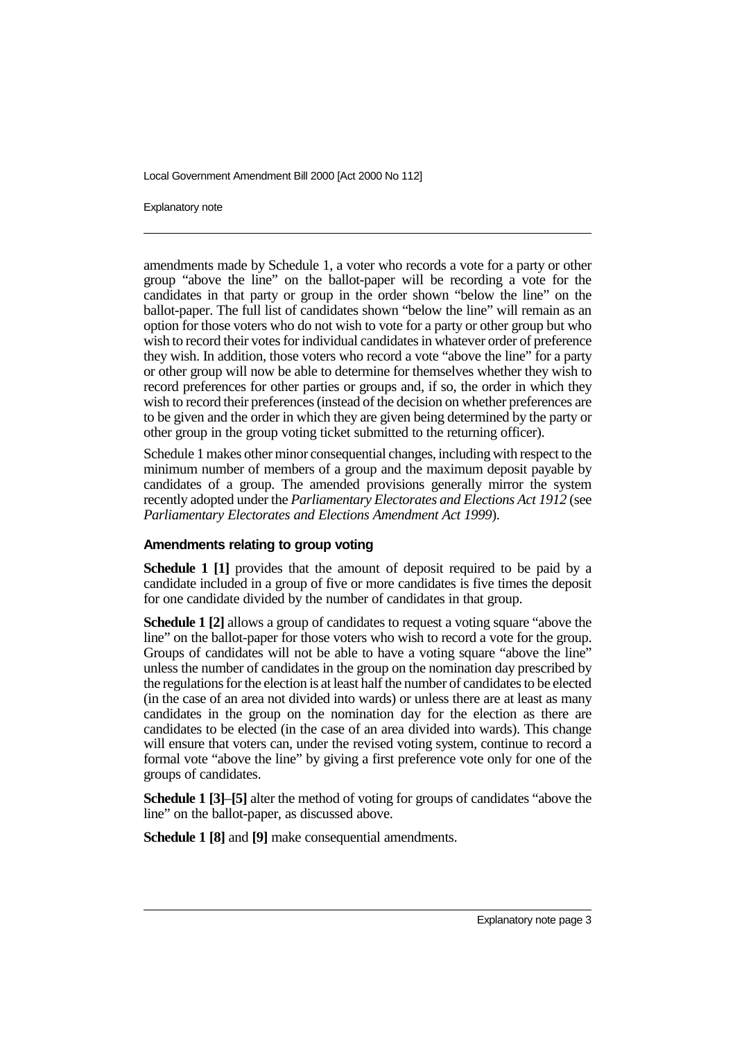amendments made by Schedule 1, a voter who records a vote for a party or other group "above the line" on the ballot-paper will be recording a vote for the candidates in that party or group in the order shown "below the line" on the ballot-paper. The full list of candidates shown "below the line" will remain as an option for those voters who do not wish to vote for a party or other group but who wish to record their votes for individual candidates in whatever order of preference they wish. In addition, those voters who record a vote "above the line" for a party or other group will now be able to determine for themselves whether they wish to record preferences for other parties or groups and, if so, the order in which they wish to record their preferences (instead of the decision on whether preferences are to be given and the order in which they are given being determined by the party or other group in the group voting ticket submitted to the returning officer).

Schedule 1 makes other minor consequential changes, including with respect to the minimum number of members of a group and the maximum deposit payable by candidates of a group. The amended provisions generally mirror the system recently adopted under the *Parliamentary Electorates and Elections Act 1912* (see *Parliamentary Electorates and Elections Amendment Act 1999*).

#### Amendments relating to group voting

**Schedule 1 [1]** provides that the amount of deposit required to be paid by a candidate included in a group of five or more candidates is five times the deposit for one candidate divided by the number of candidates in that group.

**Schedule 1 [2]** allows a group of candidates to request a voting square "above the line" on the ballot-paper for those voters who wish to record a vote for the group. Groups of candidates will not be able to have a voting square "above the line" unless the number of candidates in the group on the nomination day prescribed by the regulations for the election is at least half the number of candidates to be elected (in the case of an area not divided into wards) or unless there are at least as many candidates in the group on the nomination day for the election as there are candidates to be elected (in the case of an area divided into wards). This change will ensure that voters can, under the revised voting system, continue to record a formal vote "above the line" by giving a first preference vote only for one of the groups of candidates.

**Schedule 1 [3]**–**[5]** alter the method of voting for groups of candidates "above the line" on the ballot-paper, as discussed above.

**Schedule 1 [8]** and **[9]** make consequential amendments.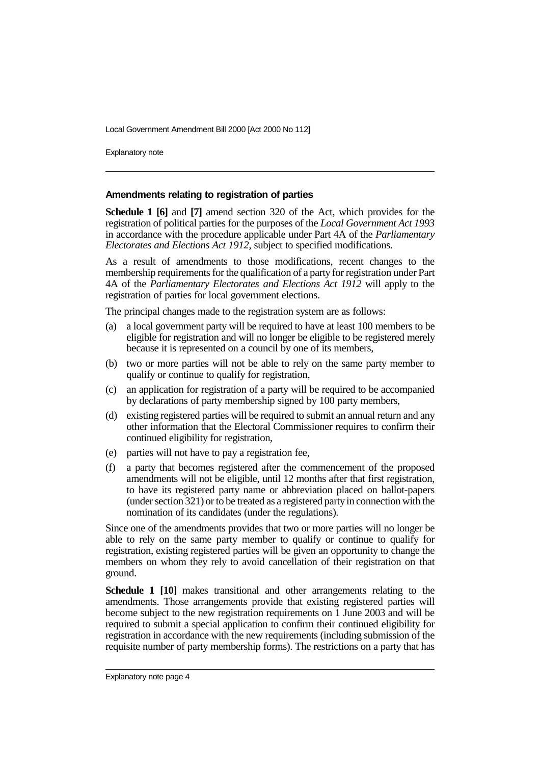### Amendments relating to registration of parties

**Schedule 1 [6]** and **[7]** amend section 320 of the Act, which provides for the registration of political parties for the purposes of the *Local Government Act 1993* in accordance with the procedure applicable under Part 4A of the *Parliamentary Electorates and Elections Act 1912*, subject to specified modifications.

As a result of amendments to those modifications, recent changes to the membership requirements for the qualification of a party for registration under Part 4A of the *Parliamentary Electorates and Elections Act 1912* will apply to the registration of parties for local government elections.

The principal changes made to the registration system are as follows:

(a) a local government party will be required to have at least 100 members to be eligible for registration and will no longer be eligible to be registered merely because it is represented on a council by one of its members,

(b) two or more parties will not be able to rely on the same party member to qualify or continue to qualify for registration,

(c) an application for registration of a party will be required to be accompanied by declarations of party membership signed by 100 party members,

(d) existing registered parties will be required to submit an annual return and any other information that the Electoral Commissioner requires to confirm their continued eligibility for registration,

(e) parties will not have to pay a registration fee,

(f) a party that becomes registered after the commencement of the proposed amendments will not be eligible, until 12 months after that first registration, to have its registered party name or abbreviation placed on ballot-papers (under section 321) or to be treated as a registered party in connection with the nomination of its candidates (under the regulations).

Since one of the amendments provides that two or more parties will no longer be able to rely on the same party member to qualify or continue to qualify for registration, existing registered parties will be given an opportunity to change the members on whom they rely to avoid cancellation of their registration on that ground.

**Schedule 1 [10]** makes transitional and other arrangements relating to the amendments. Those arrangements provide that existing registered parties will become subject to the new registration requirements on 1 June 2003 and will be required to submit a special application to confirm their continued eligibility for registration in accordance with the new requirements (including submission of the requisite number of party membership forms). The restrictions on a party that has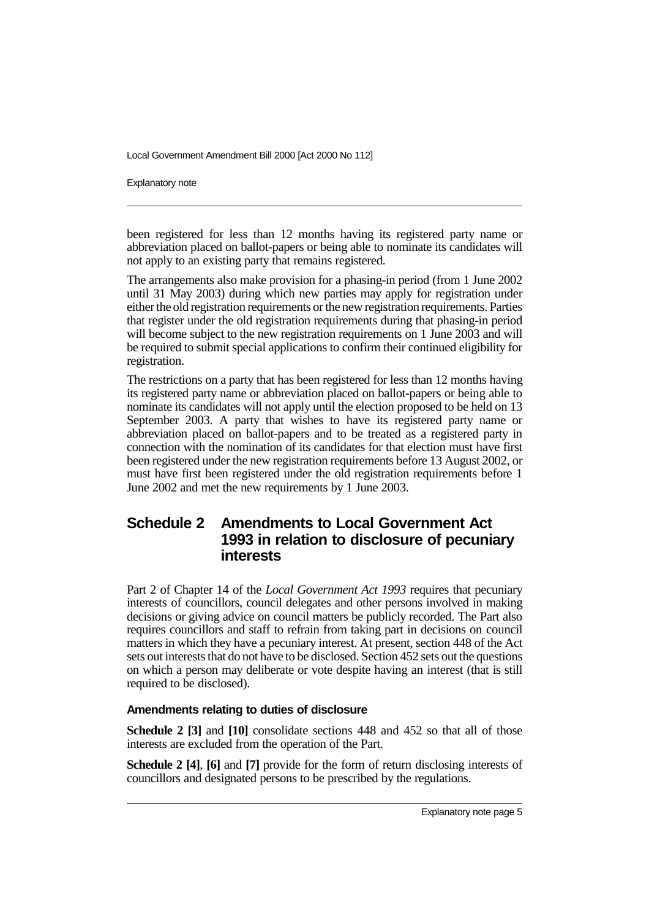been registered for less than 12 months having its registered party name or abbreviation placed on ballot-papers or being able to nominate its candidates will not apply to an existing party that remains registered.

The arrangements also make provision for a phasing-in period (from 1 June 2002 until 31 May 2003) during which new parties may apply for registration under either the old registration requirements or the new registration requirements. Parties that register under the old registration requirements during that phasing-in period will become subject to the new registration requirements on 1 June 2003 and will be required to submit special applications to confirm their continued eligibility for registration.

The restrictions on a party that has been registered for less than 12 months having its registered party name or abbreviation placed on ballot-papers or being able to nominate its candidates will not apply until the election proposed to be held on 13 September 2003. A party that wishes to have its registered party name or abbreviation placed on ballot-papers and to be treated as a registered party in connection with the nomination of its candidates for that election must have first been registered under the new registration requirements before 13 August 2002, or must have first been registered under the old registration requirements before 1 June 2002 and met the new requirements by 1 June 2003.

## Schedule 2 Amendments to Local Government Act 1993 in relation to disclosure of pecuniary interests

Part 2 of Chapter 14 of the *Local Government Act 1993* requires that pecuniary interests of councillors, council delegates and other persons involved in making decisions or giving advice on council matters be publicly recorded. The Part also requires councillors and staff to refrain from taking part in decisions on council matters in which they have a pecuniary interest. At present, section 448 of the Act sets out interests that do not have to be disclosed. Section 452 sets out the questions on which a person may deliberate or vote despite having an interest (that is still required to be disclosed).

#### Amendments relating to duties of disclosure

**Schedule 2 [3]** and **[10]** consolidate sections 448 and 452 so that all of those interests are excluded from the operation of the Part.

**Schedule 2 [4]**, **[6]** and **[7]** provide for the form of return disclosing interests of councillors and designated persons to be prescribed by the regulations.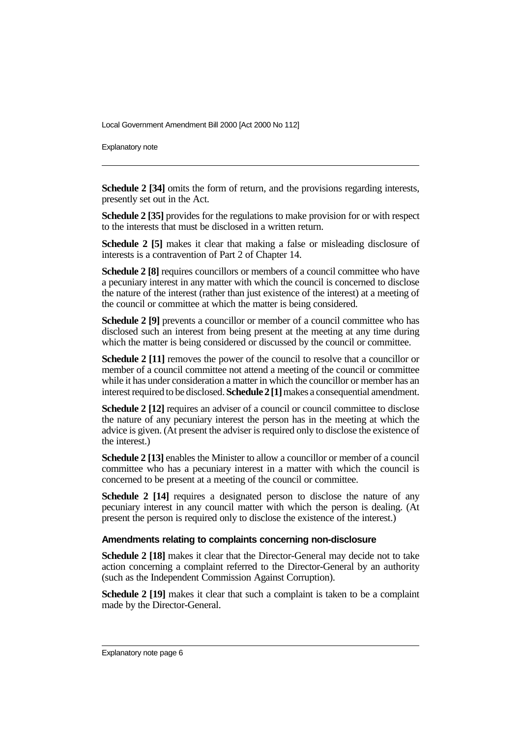**Schedule 2 [34]** omits the form of return, and the provisions regarding interests, presently set out in the Act.

**Schedule 2 [35]** provides for the regulations to make provision for or with respect to the interests that must be disclosed in a written return.

**Schedule 2 [5]** makes it clear that making a false or misleading disclosure of interests is a contravention of Part 2 of Chapter 14.

**Schedule 2 [8]** requires councillors or members of a council committee who have a pecuniary interest in any matter with which the council is concerned to disclose the nature of the interest (rather than just existence of the interest) at a meeting of the council or committee at which the matter is being considered.

**Schedule 2 [9]** prevents a councillor or member of a council committee who has disclosed such an interest from being present at the meeting at any time during which the matter is being considered or discussed by the council or committee.

**Schedule 2 [11]** removes the power of the council to resolve that a councillor or member of a council committee not attend a meeting of the council or committee while it has under consideration a matter in which the councillor or member has an interest required to be disclosed. **Schedule 2 [1]** makes a consequential amendment.

**Schedule 2 [12]** requires an adviser of a council or council committee to disclose the nature of any pecuniary interest the person has in the meeting at which the advice is given. (At present the adviser is required only to disclose the existence of the interest.)

**Schedule 2 [13]** enables the Minister to allow a councillor or member of a council committee who has a pecuniary interest in a matter with which the council is concerned to be present at a meeting of the council or committee.

**Schedule 2 [14]** requires a designated person to disclose the nature of any pecuniary interest in any council matter with which the person is dealing. (At present the person is required only to disclose the existence of the interest.)

#### Amendments relating to complaints concerning non-disclosure

**Schedule 2 [18]** makes it clear that the Director-General may decide not to take action concerning a complaint referred to the Director-General by an authority (such as the Independent Commission Against Corruption).

**Schedule 2 [19]** makes it clear that such a complaint is taken to be a complaint made by the Director-General.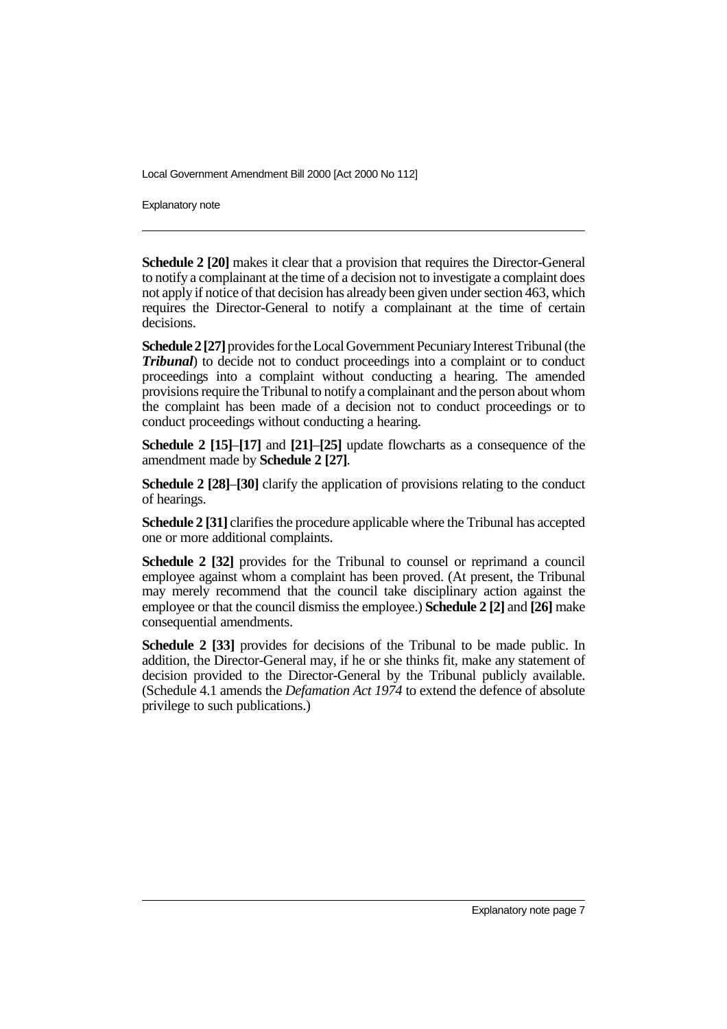**Schedule 2 [20]** makes it clear that a provision that requires the Director-General to notify a complainant at the time of a decision not to investigate a complaint does not apply if notice of that decision has already been given under section 463, which requires the Director-General to notify a complainant at the time of certain decisions.

**Schedule 2 [27]** provides for the Local Government Pecuniary Interest Tribunal (the ***Tribunal***) to decide not to conduct proceedings into a complaint or to conduct proceedings into a complaint without conducting a hearing. The amended provisions require the Tribunal to notify a complainant and the person about whom the complaint has been made of a decision not to conduct proceedings or to conduct proceedings without conducting a hearing.

**Schedule 2 [15]**–**[17]** and **[21]**–**[25]** update flowcharts as a consequence of the amendment made by **Schedule 2 [27]**.

**Schedule 2 [28]**–**[30]** clarify the application of provisions relating to the conduct of hearings.

**Schedule 2 [31]** clarifies the procedure applicable where the Tribunal has accepted one or more additional complaints.

**Schedule 2 [32]** provides for the Tribunal to counsel or reprimand a council employee against whom a complaint has been proved. (At present, the Tribunal may merely recommend that the council take disciplinary action against the employee or that the council dismiss the employee.) **Schedule 2 [2]** and **[26]** make consequential amendments.

**Schedule 2 [33]** provides for decisions of the Tribunal to be made public. In addition, the Director-General may, if he or she thinks fit, make any statement of decision provided to the Director-General by the Tribunal publicly available. (Schedule 4.1 amends the *Defamation Act 1974* to extend the defence of absolute privilege to such publications.)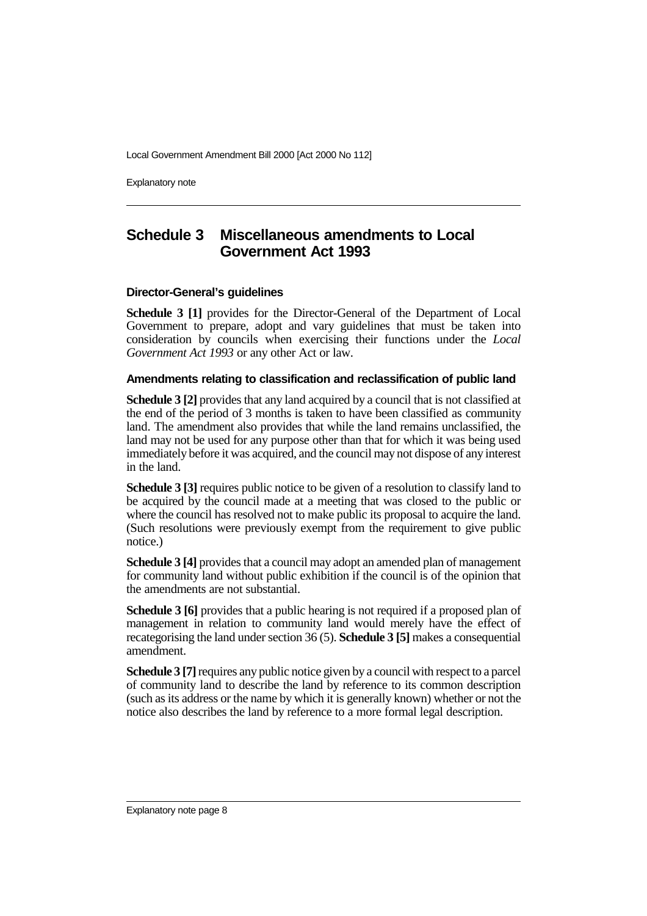## Schedule 3 Miscellaneous amendments to Local Government Act 1993

### Director-General's guidelines

**Schedule 3 [1]** provides for the Director-General of the Department of Local Government to prepare, adopt and vary guidelines that must be taken into consideration by councils when exercising their functions under the *Local Government Act 1993* or any other Act or law.

### Amendments relating to classification and reclassification of public land

**Schedule 3 [2]** provides that any land acquired by a council that is not classified at the end of the period of 3 months is taken to have been classified as community land. The amendment also provides that while the land remains unclassified, the land may not be used for any purpose other than that for which it was being used immediately before it was acquired, and the council may not dispose of any interest in the land.

**Schedule 3 [3]** requires public notice to be given of a resolution to classify land to be acquired by the council made at a meeting that was closed to the public or where the council has resolved not to make public its proposal to acquire the land. (Such resolutions were previously exempt from the requirement to give public notice.)

**Schedule 3 [4]** provides that a council may adopt an amended plan of management for community land without public exhibition if the council is of the opinion that the amendments are not substantial.

**Schedule 3 [6]** provides that a public hearing is not required if a proposed plan of management in relation to community land would merely have the effect of recategorising the land under section 36 (5). **Schedule 3 [5]** makes a consequential amendment.

**Schedule 3 [7]** requires any public notice given by a council with respect to a parcel of community land to describe the land by reference to its common description (such as its address or the name by which it is generally known) whether or not the notice also describes the land by reference to a more formal legal description.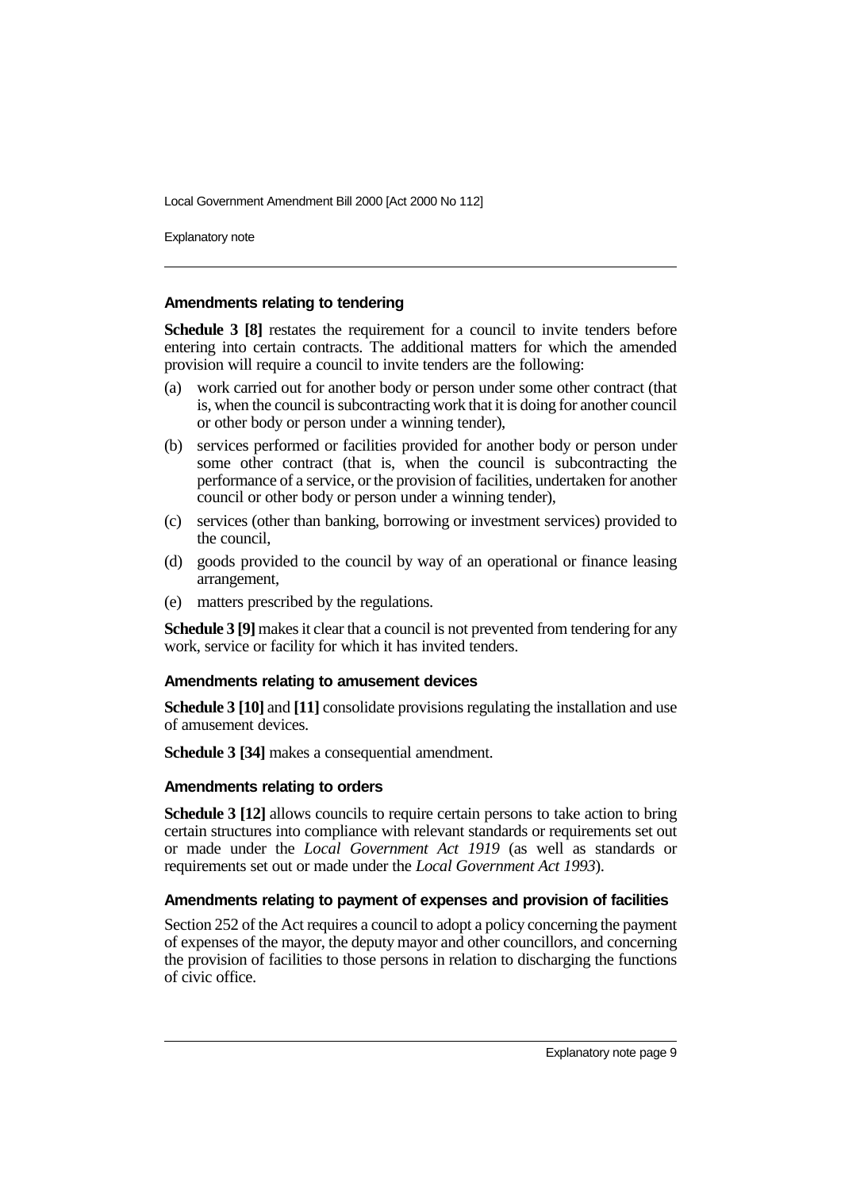#### Amendments relating to tendering

**Schedule 3 [8]** restates the requirement for a council to invite tenders before entering into certain contracts. The additional matters for which the amended provision will require a council to invite tenders are the following:

(a) work carried out for another body or person under some other contract (that is, when the council is subcontracting work that it is doing for another council or other body or person under a winning tender),

(b) services performed or facilities provided for another body or person under some other contract (that is, when the council is subcontracting the performance of a service, or the provision of facilities, undertaken for another council or other body or person under a winning tender),

(c) services (other than banking, borrowing or investment services) provided to the council,

(d) goods provided to the council by way of an operational or finance leasing arrangement,

(e) matters prescribed by the regulations.

**Schedule 3 [9]** makes it clear that a council is not prevented from tendering for any work, service or facility for which it has invited tenders.

#### Amendments relating to amusement devices

**Schedule 3 [10]** and **[11]** consolidate provisions regulating the installation and use of amusement devices.

**Schedule 3 [34]** makes a consequential amendment.

#### Amendments relating to orders

**Schedule 3 [12]** allows councils to require certain persons to take action to bring certain structures into compliance with relevant standards or requirements set out or made under the *Local Government Act 1919* (as well as standards or requirements set out or made under the *Local Government Act 1993*).

#### Amendments relating to payment of expenses and provision of facilities

Section 252 of the Act requires a council to adopt a policy concerning the payment of expenses of the mayor, the deputy mayor and other councillors, and concerning the provision of facilities to those persons in relation to discharging the functions of civic office.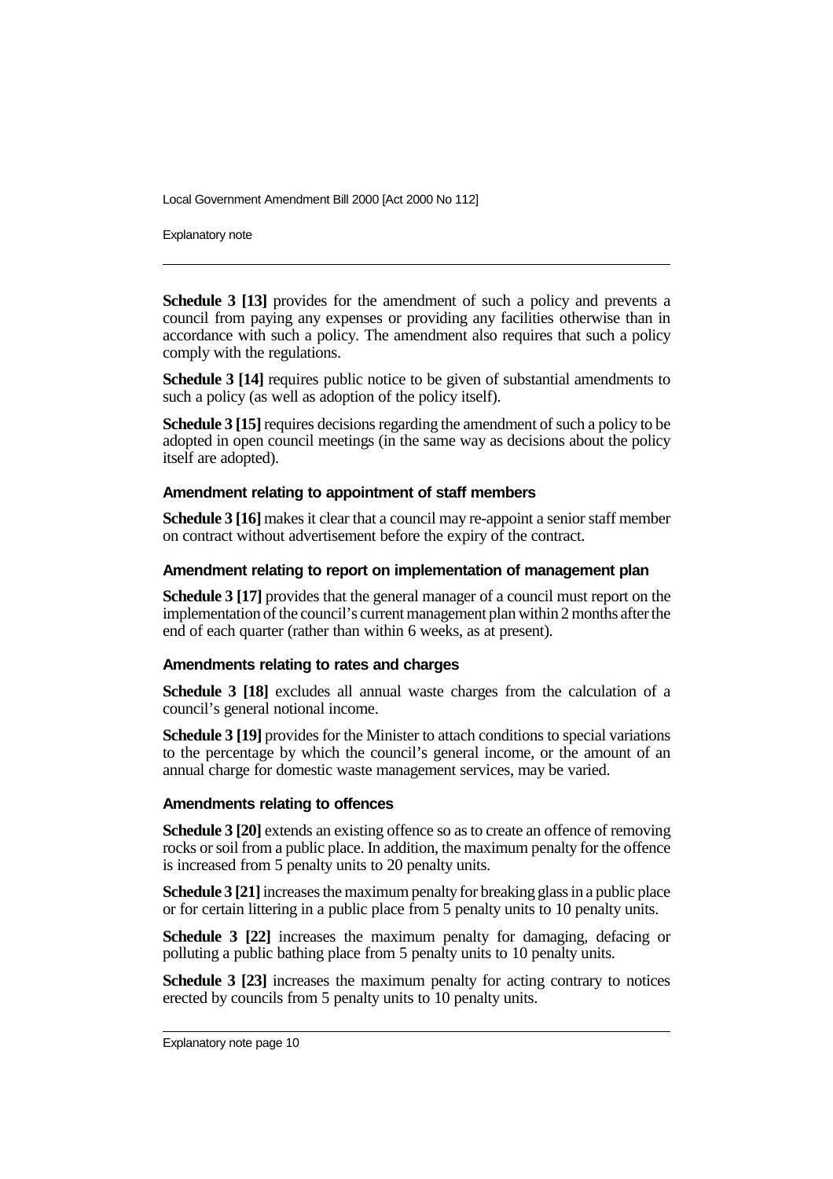**Schedule 3 [13]** provides for the amendment of such a policy and prevents a council from paying any expenses or providing any facilities otherwise than in accordance with such a policy. The amendment also requires that such a policy comply with the regulations.

**Schedule 3 [14]** requires public notice to be given of substantial amendments to such a policy (as well as adoption of the policy itself).

**Schedule 3 [15]** requires decisions regarding the amendment of such a policy to be adopted in open council meetings (in the same way as decisions about the policy itself are adopted).

### Amendment relating to appointment of staff members

**Schedule 3 [16]** makes it clear that a council may re-appoint a senior staff member on contract without advertisement before the expiry of the contract.

### Amendment relating to report on implementation of management plan

**Schedule 3 [17]** provides that the general manager of a council must report on the implementation of the council's current management plan within 2 months after the end of each quarter (rather than within 6 weeks, as at present).

### Amendments relating to rates and charges

**Schedule 3 [18]** excludes all annual waste charges from the calculation of a council's general notional income.

**Schedule 3 [19]** provides for the Minister to attach conditions to special variations to the percentage by which the council's general income, or the amount of an annual charge for domestic waste management services, may be varied.

### Amendments relating to offences

**Schedule 3 [20]** extends an existing offence so as to create an offence of removing rocks or soil from a public place. In addition, the maximum penalty for the offence is increased from 5 penalty units to 20 penalty units.

**Schedule 3 [21]** increases the maximum penalty for breaking glass in a public place or for certain littering in a public place from 5 penalty units to 10 penalty units.

**Schedule 3 [22]** increases the maximum penalty for damaging, defacing or polluting a public bathing place from 5 penalty units to 10 penalty units.

**Schedule 3 [23]** increases the maximum penalty for acting contrary to notices erected by councils from 5 penalty units to 10 penalty units.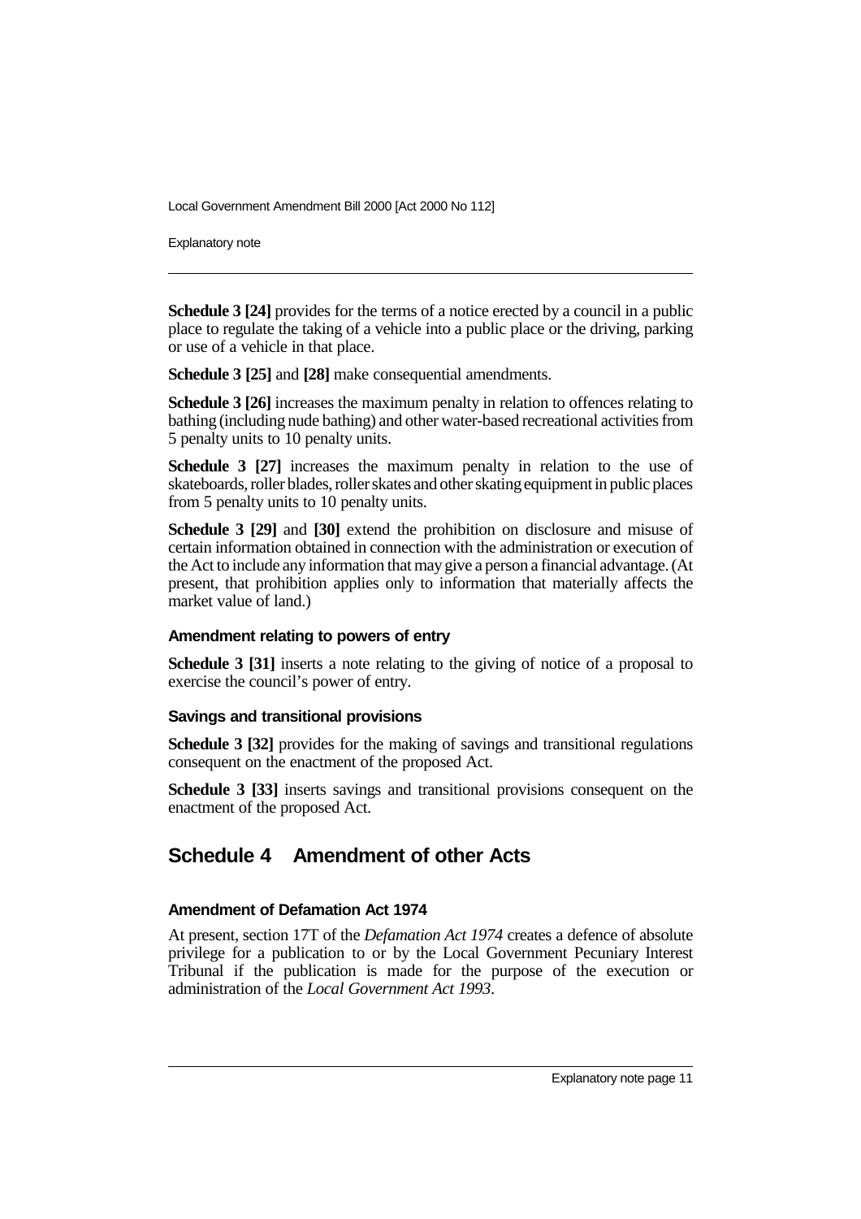**Schedule 3 [24]** provides for the terms of a notice erected by a council in a public place to regulate the taking of a vehicle into a public place or the driving, parking or use of a vehicle in that place.

**Schedule 3 [25]** and **[28]** make consequential amendments.

**Schedule 3 [26]** increases the maximum penalty in relation to offences relating to bathing (including nude bathing) and other water-based recreational activities from 5 penalty units to 10 penalty units.

**Schedule 3 [27]** increases the maximum penalty in relation to the use of skateboards, roller blades, roller skates and other skating equipment in public places from 5 penalty units to 10 penalty units.

**Schedule 3 [29]** and **[30]** extend the prohibition on disclosure and misuse of certain information obtained in connection with the administration or execution of the Act to include any information that may give a person a financial advantage. (At present, that prohibition applies only to information that materially affects the market value of land.)

#### Amendment relating to powers of entry

**Schedule 3 [31]** inserts a note relating to the giving of notice of a proposal to exercise the council's power of entry.

#### Savings and transitional provisions

**Schedule 3 [32]** provides for the making of savings and transitional regulations consequent on the enactment of the proposed Act.

**Schedule 3 [33]** inserts savings and transitional provisions consequent on the enactment of the proposed Act.

## Schedule 4 Amendment of other Acts

#### Amendment of Defamation Act 1974

At present, section 17T of the *Defamation Act 1974* creates a defence of absolute privilege for a publication to or by the Local Government Pecuniary Interest Tribunal if the publication is made for the purpose of the execution or administration of the *Local Government Act 1993*.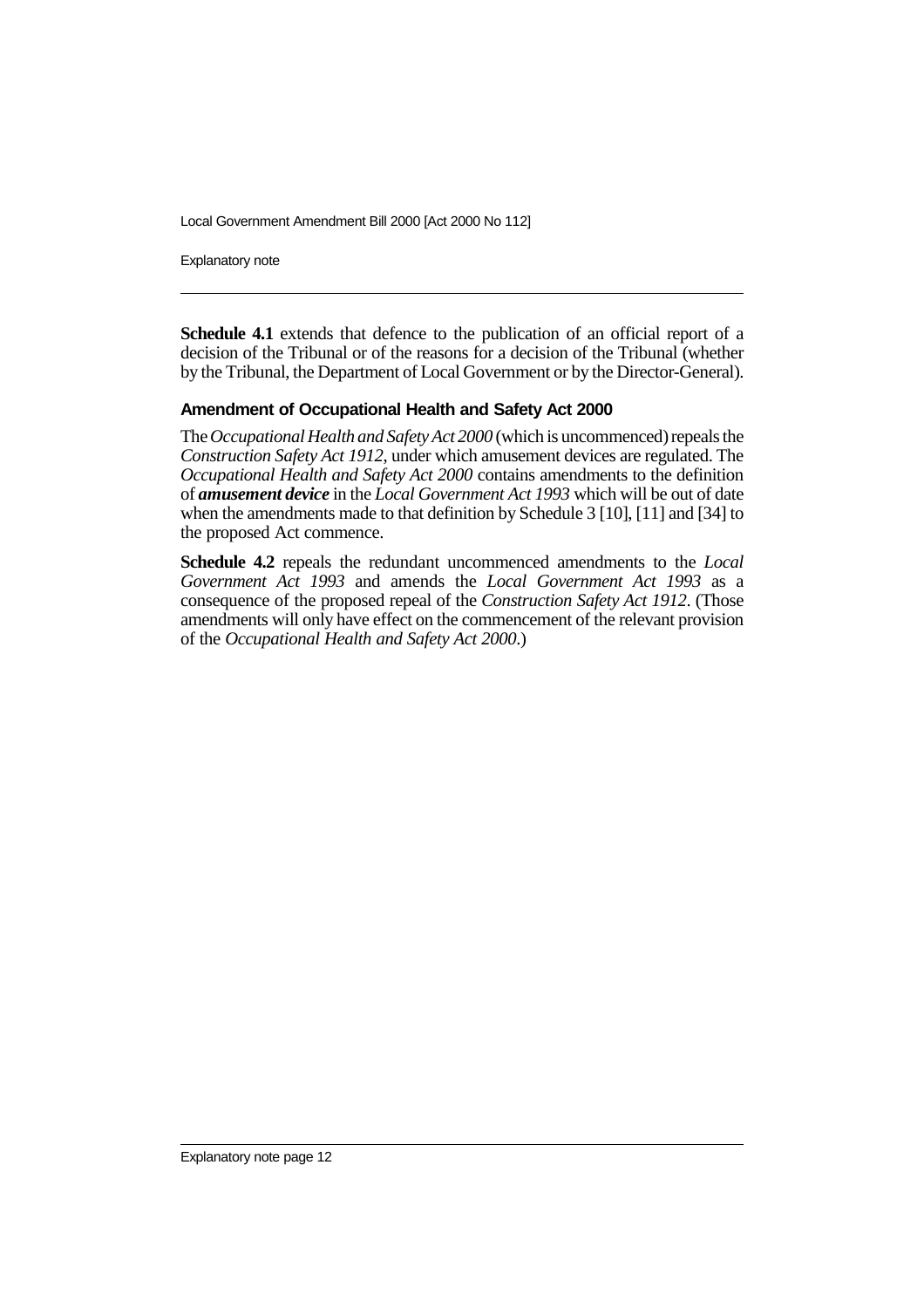**Schedule 4.1** extends that defence to the publication of an official report of a decision of the Tribunal or of the reasons for a decision of the Tribunal (whether by the Tribunal, the Department of Local Government or by the Director-General).

### Amendment of Occupational Health and Safety Act 2000

The *Occupational Health and Safety Act 2000* (which is uncommenced) repeals the *Construction Safety Act 1912*, under which amusement devices are regulated. The *Occupational Health and Safety Act 2000* contains amendments to the definition of ***amusement device*** in the *Local Government Act 1993* which will be out of date when the amendments made to that definition by Schedule 3 [10], [11] and [34] to the proposed Act commence.

**Schedule 4.2** repeals the redundant uncommenced amendments to the *Local Government Act 1993* and amends the *Local Government Act 1993* as a consequence of the proposed repeal of the *Construction Safety Act 1912*. (Those amendments will only have effect on the commencement of the relevant provision of the *Occupational Health and Safety Act 2000*.)